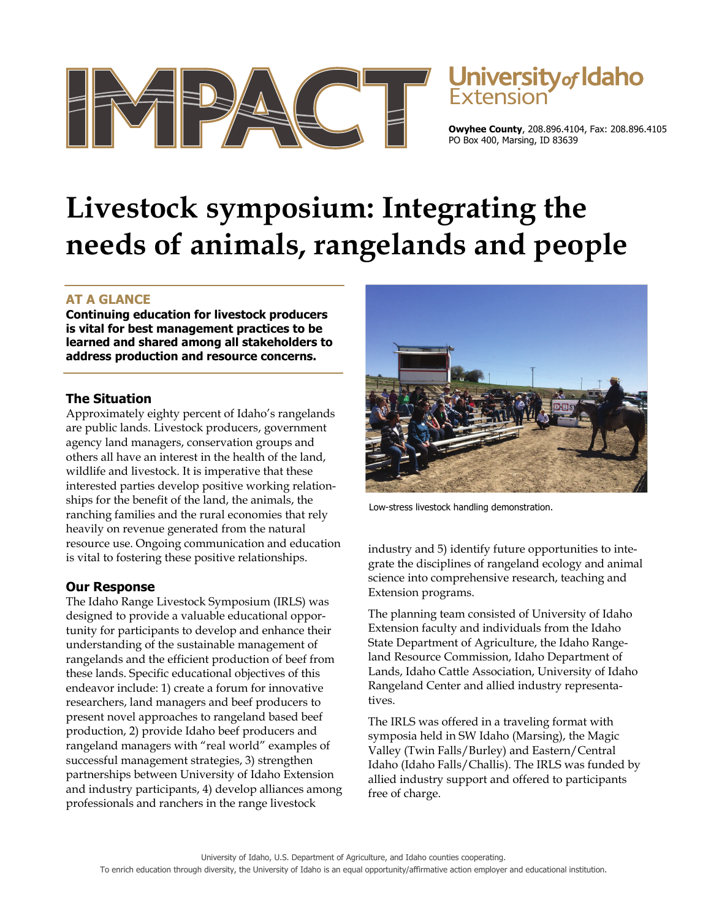# IMPACT

University of Idaho Extension

**Owyhee County**, 208.896.4104, Fax: 208.896.4105
PO Box 400, Marsing, ID 83639

# Livestock symposium: Integrating the needs of animals, rangelands and people

## AT A GLANCE

**Continuing education for livestock producers is vital for best management practices to be learned and shared among all stakeholders to address production and resource concerns.**

## The Situation

Approximately eighty percent of Idaho's rangelands are public lands. Livestock producers, government agency land managers, conservation groups and others all have an interest in the health of the land, wildlife and livestock. It is imperative that these interested parties develop positive working relationships for the benefit of the land, the animals, the ranching families and the rural economies that rely heavily on revenue generated from the natural resource use. Ongoing communication and education is vital to fostering these positive relationships.

## Our Response

The Idaho Range Livestock Symposium (IRLS) was designed to provide a valuable educational opportunity for participants to develop and enhance their understanding of the sustainable management of rangelands and the efficient production of beef from these lands. Specific educational objectives of this endeavor include: 1) create a forum for innovative researchers, land managers and beef producers to present novel approaches to rangeland based beef production, 2) provide Idaho beef producers and rangeland managers with "real world" examples of successful management strategies, 3) strengthen partnerships between University of Idaho Extension and industry participants, 4) develop alliances among professionals and ranchers in the range livestock industry and 5) identify future opportunities to integrate the disciplines of rangeland ecology and animal science into comprehensive research, teaching and Extension programs.

Low-stress livestock handling demonstration.

The planning team consisted of University of Idaho Extension faculty and individuals from the Idaho State Department of Agriculture, the Idaho Rangeland Resource Commission, Idaho Department of Lands, Idaho Cattle Association, University of Idaho Rangeland Center and allied industry representatives.

The IRLS was offered in a traveling format with symposia held in SW Idaho (Marsing), the Magic Valley (Twin Falls/Burley) and Eastern/Central Idaho (Idaho Falls/Challis). The IRLS was funded by allied industry support and offered to participants free of charge.

University of Idaho, U.S. Department of Agriculture, and Idaho counties cooperating.
To enrich education through diversity, the University of Idaho is an equal opportunity/affirmative action employer and educational institution.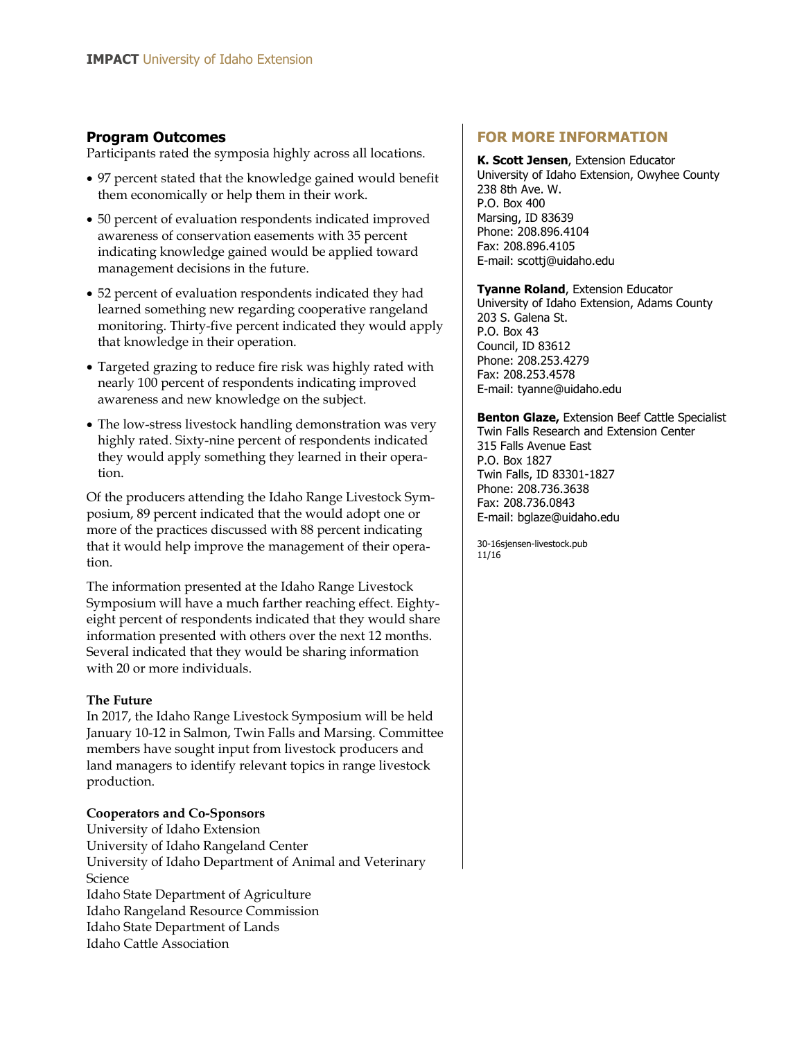## Program Outcomes

Participants rated the symposia highly across all locations.

- 97 percent stated that the knowledge gained would benefit them economically or help them in their work.
- 50 percent of evaluation respondents indicated improved awareness of conservation easements with 35 percent indicating knowledge gained would be applied toward management decisions in the future.
- 52 percent of evaluation respondents indicated they had learned something new regarding cooperative rangeland monitoring. Thirty-five percent indicated they would apply that knowledge in their operation.
- Targeted grazing to reduce fire risk was highly rated with nearly 100 percent of respondents indicating improved awareness and new knowledge on the subject.
- The low-stress livestock handling demonstration was very highly rated. Sixty-nine percent of respondents indicated they would apply something they learned in their operation.

Of the producers attending the Idaho Range Livestock Symposium, 89 percent indicated that the would adopt one or more of the practices discussed with 88 percent indicating that it would help improve the management of their operation.

The information presented at the Idaho Range Livestock Symposium will have a much farther reaching effect. Eighty-eight percent of respondents indicated that they would share information presented with others over the next 12 months. Several indicated that they would be sharing information with 20 or more individuals.

### The Future

In 2017, the Idaho Range Livestock Symposium will be held January 10-12 in Salmon, Twin Falls and Marsing. Committee members have sought input from livestock producers and land managers to identify relevant topics in range livestock production.

### Cooperators and Co-Sponsors

University of Idaho Extension
University of Idaho Rangeland Center
University of Idaho Department of Animal and Veterinary Science
Idaho State Department of Agriculture
Idaho Rangeland Resource Commission
Idaho State Department of Lands
Idaho Cattle Association

## FOR MORE INFORMATION

**K. Scott Jensen**, Extension Educator
University of Idaho Extension, Owyhee County
238 8th Ave. W.
P.O. Box 400
Marsing, ID 83639
Phone: 208.896.4104
Fax: 208.896.4105
E-mail: scottj@uidaho.edu

**Tyanne Roland**, Extension Educator
University of Idaho Extension, Adams County
203 S. Galena St.
P.O. Box 43
Council, ID 83612
Phone: 208.253.4279
Fax: 208.253.4578
E-mail: tyanne@uidaho.edu

**Benton Glaze,** Extension Beef Cattle Specialist
Twin Falls Research and Extension Center
315 Falls Avenue East
P.O. Box 1827
Twin Falls, ID 83301-1827
Phone: 208.736.3638
Fax: 208.736.0843
E-mail: bglaze@uidaho.edu

30-16sjensen-livestock.pub
11/16